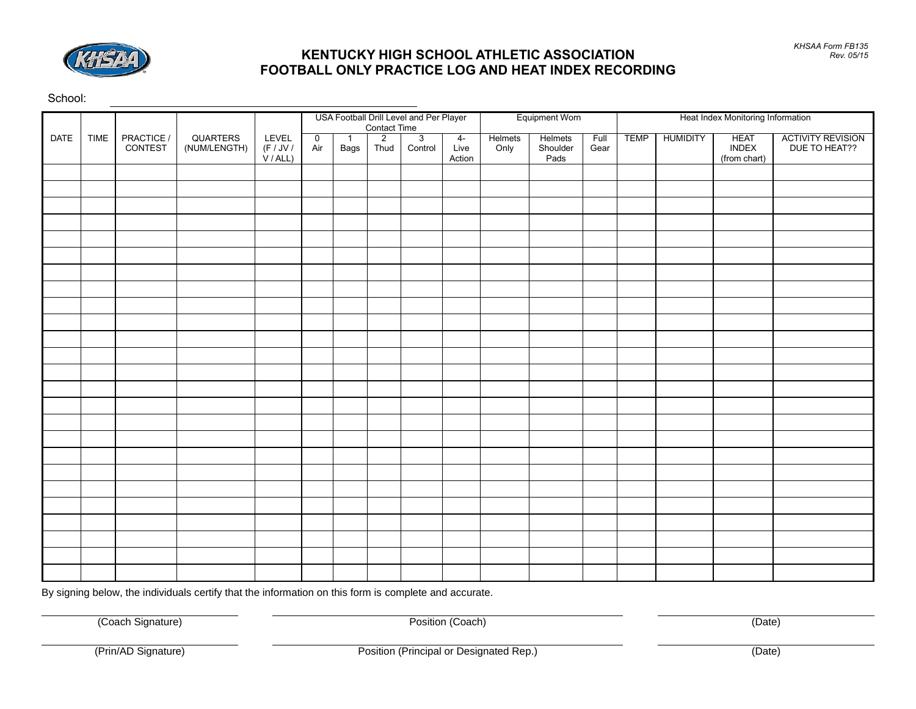KHSAA Form FB135
Rev. 05/15

# KENTUCKY HIGH SCHOOL ATHLETIC ASSOCIATION
## FOOTBALL ONLY PRACTICE LOG AND HEAT INDEX RECORDING

School: ______________________________

| | | | | | USA Football Drill Level and Per Player Contact Time | | | | | Equipment Worn | | | Heat Index Monitoring Information | | | |
|---|---|---|---|---|---|---|---|---|---|---|---|---|---|---|---|---|
| DATE | TIME | PRACTICE / CONTEST | QUARTERS (NUM/LENGTH) | LEVEL (F / JV / V / ALL) | 0 Air | 1 Bags | 2 Thud | 3 Control | 4- Live Action | Helmets Only | Helmets Shoulder Pads | Full Gear | TEMP | HUMIDITY | HEAT INDEX (from chart) | ACTIVITY REVISION DUE TO HEAT?? |
| | | | | | | | | | | | | | | | | |
| | | | | | | | | | | | | | | | | |
| | | | | | | | | | | | | | | | | |
| | | | | | | | | | | | | | | | | |
| | | | | | | | | | | | | | | | | |
| | | | | | | | | | | | | | | | | |
| | | | | | | | | | | | | | | | | |
| | | | | | | | | | | | | | | | | |
| | | | | | | | | | | | | | | | | |
| | | | | | | | | | | | | | | | | |
| | | | | | | | | | | | | | | | | |
| | | | | | | | | | | | | | | | | |
| | | | | | | | | | | | | | | | | |
| | | | | | | | | | | | | | | | | |
| | | | | | | | | | | | | | | | | |
| | | | | | | | | | | | | | | | | |
| | | | | | | | | | | | | | | | | |
| | | | | | | | | | | | | | | | | |
| | | | | | | | | | | | | | | | | |
| | | | | | | | | | | | | | | | | |
| | | | | | | | | | | | | | | | | |
| | | | | | | | | | | | | | | | | |
| | | | | | | | | | | | | | | | | |
| | | | | | | | | | | | | | | | | |
| | | | | | | | | | | | | | | | | |

By signing below, the individuals certify that the information on this form is complete and accurate.

(Coach Signature) &nbsp;&nbsp;&nbsp;&nbsp; Position (Coach) &nbsp;&nbsp;&nbsp;&nbsp; (Date)

(Prin/AD Signature) &nbsp;&nbsp;&nbsp;&nbsp; Position (Principal or Designated Rep.) &nbsp;&nbsp;&nbsp;&nbsp; (Date)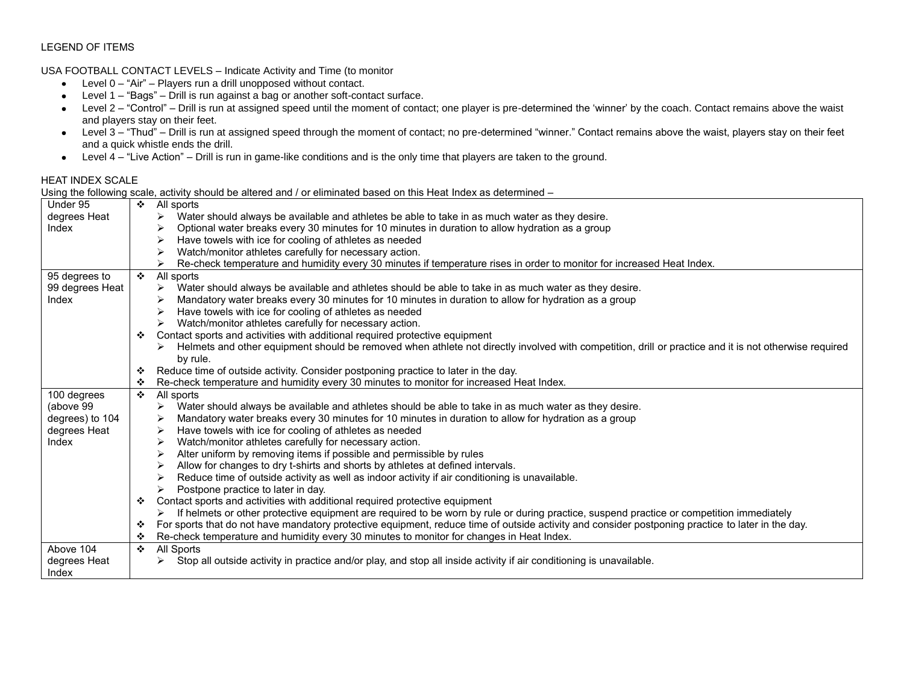LEGEND OF ITEMS

USA FOOTBALL CONTACT LEVELS – Indicate Activity and Time (to monitor

- Level 0 – "Air" – Players run a drill unopposed without contact.
- Level 1 – "Bags" – Drill is run against a bag or another soft-contact surface.
- Level 2 – "Control" – Drill is run at assigned speed until the moment of contact; one player is pre-determined the 'winner' by the coach. Contact remains above the waist and players stay on their feet.
- Level 3 – "Thud" – Drill is run at assigned speed through the moment of contact; no pre-determined "winner." Contact remains above the waist, players stay on their feet and a quick whistle ends the drill.
- Level 4 – "Live Action" – Drill is run in game-like conditions and is the only time that players are taken to the ground.

HEAT INDEX SCALE

Using the following scale, activity should be altered and / or eliminated based on this Heat Index as determined –

| | |
|---|---|
| Under 95 degrees Heat Index | ❖ All sports<br>➢ Water should always be available and athletes be able to take in as much water as they desire.<br>➢ Optional water breaks every 30 minutes for 10 minutes in duration to allow hydration as a group<br>➢ Have towels with ice for cooling of athletes as needed<br>➢ Watch/monitor athletes carefully for necessary action.<br>➢ Re-check temperature and humidity every 30 minutes if temperature rises in order to monitor for increased Heat Index. |
| 95 degrees to 99 degrees Heat Index | ❖ All sports<br>➢ Water should always be available and athletes should be able to take in as much water as they desire.<br>➢ Mandatory water breaks every 30 minutes for 10 minutes in duration to allow for hydration as a group<br>➢ Have towels with ice for cooling of athletes as needed<br>➢ Watch/monitor athletes carefully for necessary action.<br>❖ Contact sports and activities with additional required protective equipment<br>➢ Helmets and other equipment should be removed when athlete not directly involved with competition, drill or practice and it is not otherwise required by rule.<br>❖ Reduce time of outside activity. Consider postponing practice to later in the day.<br>❖ Re-check temperature and humidity every 30 minutes to monitor for increased Heat Index. |
| 100 degrees (above 99 degrees) to 104 degrees Heat Index | ❖ All sports<br>➢ Water should always be available and athletes should be able to take in as much water as they desire.<br>➢ Mandatory water breaks every 30 minutes for 10 minutes in duration to allow for hydration as a group<br>➢ Have towels with ice for cooling of athletes as needed<br>➢ Watch/monitor athletes carefully for necessary action.<br>➢ Alter uniform by removing items if possible and permissible by rules<br>➢ Allow for changes to dry t-shirts and shorts by athletes at defined intervals.<br>➢ Reduce time of outside activity as well as indoor activity if air conditioning is unavailable.<br>➢ Postpone practice to later in day.<br>❖ Contact sports and activities with additional required protective equipment<br>➢ If helmets or other protective equipment are required to be worn by rule or during practice, suspend practice or competition immediately<br>❖ For sports that do not have mandatory protective equipment, reduce time of outside activity and consider postponing practice to later in the day.<br>❖ Re-check temperature and humidity every 30 minutes to monitor for changes in Heat Index. |
| Above 104 degrees Heat Index | ❖ All Sports<br>➢ Stop all outside activity in practice and/or play, and stop all inside activity if air conditioning is unavailable. |